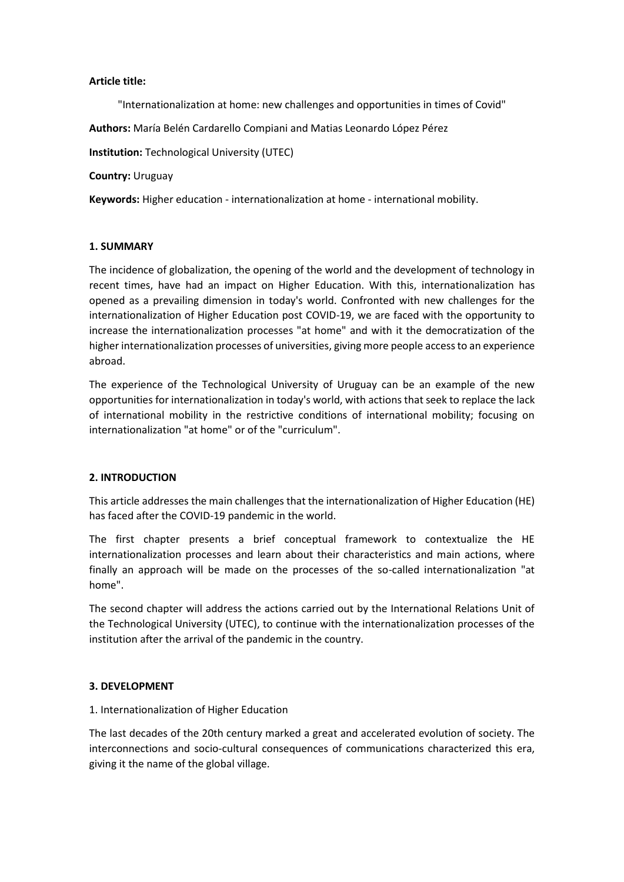**Article title:**

"Internationalization at home: new challenges and opportunities in times of Covid"

**Authors:** María Belén Cardarello Compiani and Matias Leonardo López Pérez

**Institution:** Technological University (UTEC)

**Country:** Uruguay

**Keywords:** Higher education - internationalization at home - international mobility.

## 1. SUMMARY

The incidence of globalization, the opening of the world and the development of technology in recent times, have had an impact on Higher Education. With this, internationalization has opened as a prevailing dimension in today's world. Confronted with new challenges for the internationalization of Higher Education post COVID-19, we are faced with the opportunity to increase the internationalization processes "at home" and with it the democratization of the higher internationalization processes of universities, giving more people access to an experience abroad.

The experience of the Technological University of Uruguay can be an example of the new opportunities for internationalization in today's world, with actions that seek to replace the lack of international mobility in the restrictive conditions of international mobility; focusing on internationalization "at home" or of the "curriculum".

## 2. INTRODUCTION

This article addresses the main challenges that the internationalization of Higher Education (HE) has faced after the COVID-19 pandemic in the world.

The first chapter presents a brief conceptual framework to contextualize the HE internationalization processes and learn about their characteristics and main actions, where finally an approach will be made on the processes of the so-called internationalization "at home".

The second chapter will address the actions carried out by the International Relations Unit of the Technological University (UTEC), to continue with the internationalization processes of the institution after the arrival of the pandemic in the country.

## 3. DEVELOPMENT

1. Internationalization of Higher Education

The last decades of the 20th century marked a great and accelerated evolution of society. The interconnections and socio-cultural consequences of communications characterized this era, giving it the name of the global village.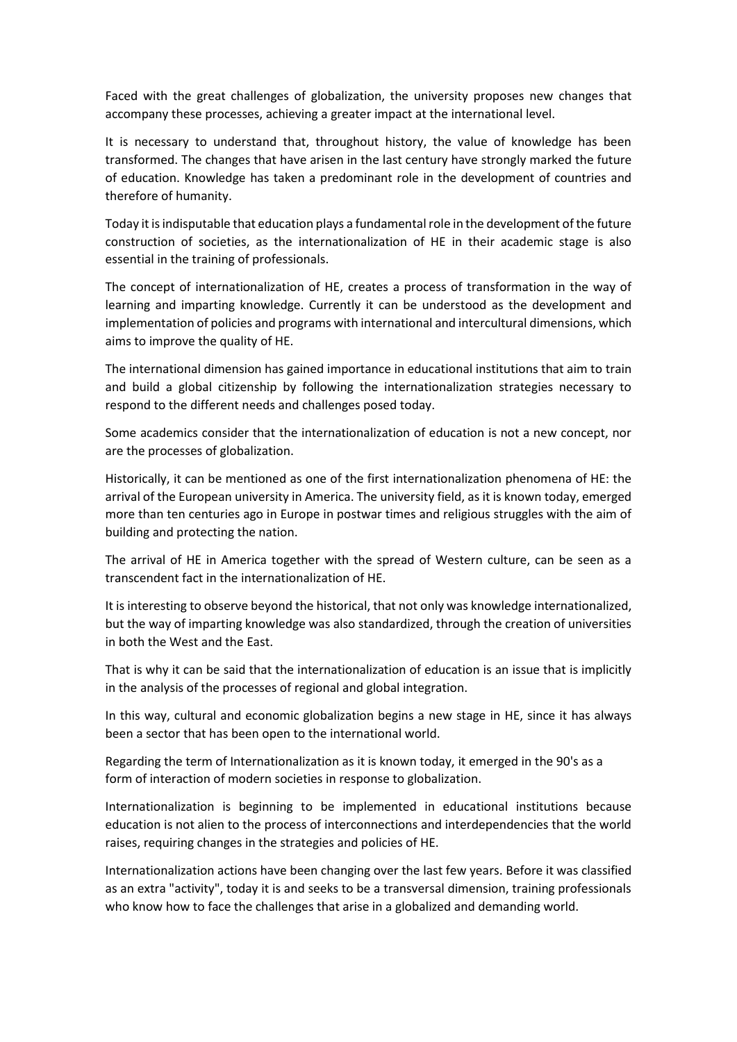Faced with the great challenges of globalization, the university proposes new changes that accompany these processes, achieving a greater impact at the international level.

It is necessary to understand that, throughout history, the value of knowledge has been transformed. The changes that have arisen in the last century have strongly marked the future of education. Knowledge has taken a predominant role in the development of countries and therefore of humanity.

Today it is indisputable that education plays a fundamental role in the development of the future construction of societies, as the internationalization of HE in their academic stage is also essential in the training of professionals.

The concept of internationalization of HE, creates a process of transformation in the way of learning and imparting knowledge. Currently it can be understood as the development and implementation of policies and programs with international and intercultural dimensions, which aims to improve the quality of HE.

The international dimension has gained importance in educational institutions that aim to train and build a global citizenship by following the internationalization strategies necessary to respond to the different needs and challenges posed today.

Some academics consider that the internationalization of education is not a new concept, nor are the processes of globalization.

Historically, it can be mentioned as one of the first internationalization phenomena of HE: the arrival of the European university in America. The university field, as it is known today, emerged more than ten centuries ago in Europe in postwar times and religious struggles with the aim of building and protecting the nation.

The arrival of HE in America together with the spread of Western culture, can be seen as a transcendent fact in the internationalization of HE.

It is interesting to observe beyond the historical, that not only was knowledge internationalized, but the way of imparting knowledge was also standardized, through the creation of universities in both the West and the East.

That is why it can be said that the internationalization of education is an issue that is implicitly in the analysis of the processes of regional and global integration.

In this way, cultural and economic globalization begins a new stage in HE, since it has always been a sector that has been open to the international world.

Regarding the term of Internationalization as it is known today, it emerged in the 90's as a form of interaction of modern societies in response to globalization.

Internationalization is beginning to be implemented in educational institutions because education is not alien to the process of interconnections and interdependencies that the world raises, requiring changes in the strategies and policies of HE.

Internationalization actions have been changing over the last few years. Before it was classified as an extra "activity", today it is and seeks to be a transversal dimension, training professionals who know how to face the challenges that arise in a globalized and demanding world.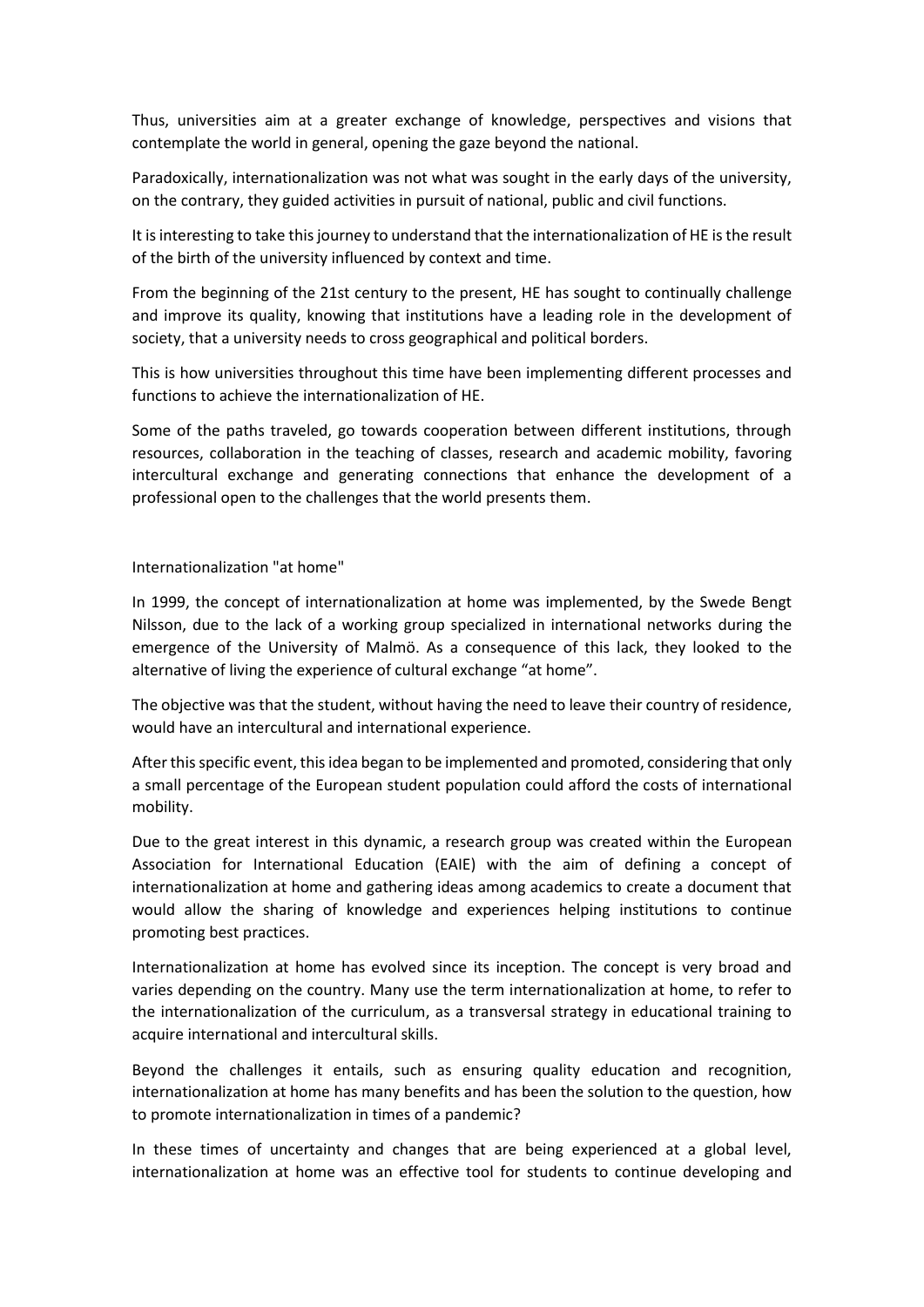Thus, universities aim at a greater exchange of knowledge, perspectives and visions that contemplate the world in general, opening the gaze beyond the national.

Paradoxically, internationalization was not what was sought in the early days of the university, on the contrary, they guided activities in pursuit of national, public and civil functions.

It is interesting to take this journey to understand that the internationalization of HE is the result of the birth of the university influenced by context and time.

From the beginning of the 21st century to the present, HE has sought to continually challenge and improve its quality, knowing that institutions have a leading role in the development of society, that a university needs to cross geographical and political borders.

This is how universities throughout this time have been implementing different processes and functions to achieve the internationalization of HE.

Some of the paths traveled, go towards cooperation between different institutions, through resources, collaboration in the teaching of classes, research and academic mobility, favoring intercultural exchange and generating connections that enhance the development of a professional open to the challenges that the world presents them.

## Internationalization "at home"

In 1999, the concept of internationalization at home was implemented, by the Swede Bengt Nilsson, due to the lack of a working group specialized in international networks during the emergence of the University of Malmö. As a consequence of this lack, they looked to the alternative of living the experience of cultural exchange "at home".

The objective was that the student, without having the need to leave their country of residence, would have an intercultural and international experience.

After this specific event, this idea began to be implemented and promoted, considering that only a small percentage of the European student population could afford the costs of international mobility.

Due to the great interest in this dynamic, a research group was created within the European Association for International Education (EAIE) with the aim of defining a concept of internationalization at home and gathering ideas among academics to create a document that would allow the sharing of knowledge and experiences helping institutions to continue promoting best practices.

Internationalization at home has evolved since its inception. The concept is very broad and varies depending on the country. Many use the term internationalization at home, to refer to the internationalization of the curriculum, as a transversal strategy in educational training to acquire international and intercultural skills.

Beyond the challenges it entails, such as ensuring quality education and recognition, internationalization at home has many benefits and has been the solution to the question, how to promote internationalization in times of a pandemic?

In these times of uncertainty and changes that are being experienced at a global level, internationalization at home was an effective tool for students to continue developing and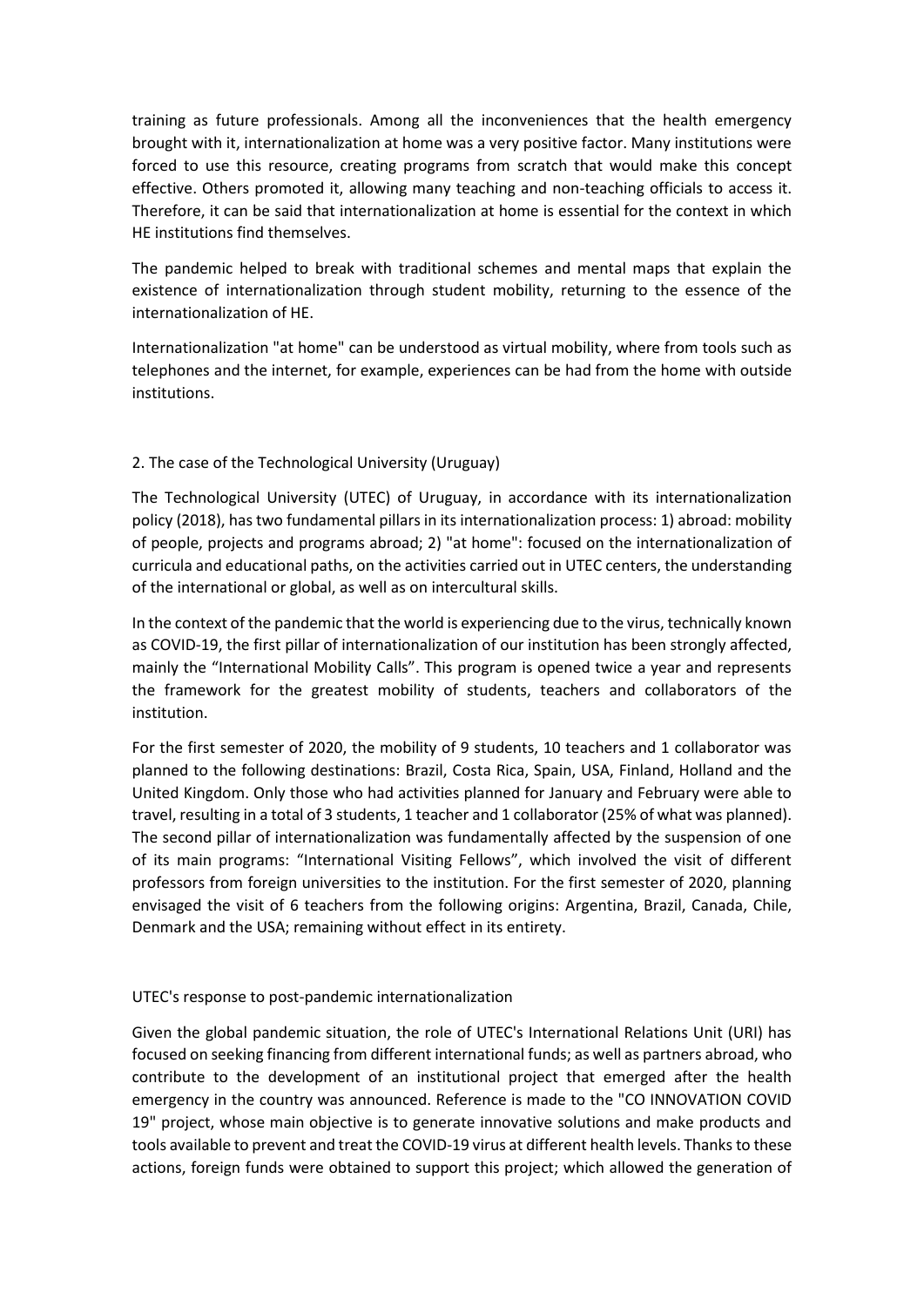training as future professionals. Among all the inconveniences that the health emergency brought with it, internationalization at home was a very positive factor. Many institutions were forced to use this resource, creating programs from scratch that would make this concept effective. Others promoted it, allowing many teaching and non-teaching officials to access it. Therefore, it can be said that internationalization at home is essential for the context in which HE institutions find themselves.

The pandemic helped to break with traditional schemes and mental maps that explain the existence of internationalization through student mobility, returning to the essence of the internationalization of HE.

Internationalization "at home" can be understood as virtual mobility, where from tools such as telephones and the internet, for example, experiences can be had from the home with outside institutions.

## 2. The case of the Technological University (Uruguay)

The Technological University (UTEC) of Uruguay, in accordance with its internationalization policy (2018), has two fundamental pillars in its internationalization process: 1) abroad: mobility of people, projects and programs abroad; 2) "at home": focused on the internationalization of curricula and educational paths, on the activities carried out in UTEC centers, the understanding of the international or global, as well as on intercultural skills.

In the context of the pandemic that the world is experiencing due to the virus, technically known as COVID-19, the first pillar of internationalization of our institution has been strongly affected, mainly the "International Mobility Calls". This program is opened twice a year and represents the framework for the greatest mobility of students, teachers and collaborators of the institution.

For the first semester of 2020, the mobility of 9 students, 10 teachers and 1 collaborator was planned to the following destinations: Brazil, Costa Rica, Spain, USA, Finland, Holland and the United Kingdom. Only those who had activities planned for January and February were able to travel, resulting in a total of 3 students, 1 teacher and 1 collaborator (25% of what was planned). The second pillar of internationalization was fundamentally affected by the suspension of one of its main programs: "International Visiting Fellows", which involved the visit of different professors from foreign universities to the institution. For the first semester of 2020, planning envisaged the visit of 6 teachers from the following origins: Argentina, Brazil, Canada, Chile, Denmark and the USA; remaining without effect in its entirety.

### UTEC's response to post-pandemic internationalization

Given the global pandemic situation, the role of UTEC's International Relations Unit (URI) has focused on seeking financing from different international funds; as well as partners abroad, who contribute to the development of an institutional project that emerged after the health emergency in the country was announced. Reference is made to the "CO INNOVATION COVID 19" project, whose main objective is to generate innovative solutions and make products and tools available to prevent and treat the COVID-19 virus at different health levels. Thanks to these actions, foreign funds were obtained to support this project; which allowed the generation of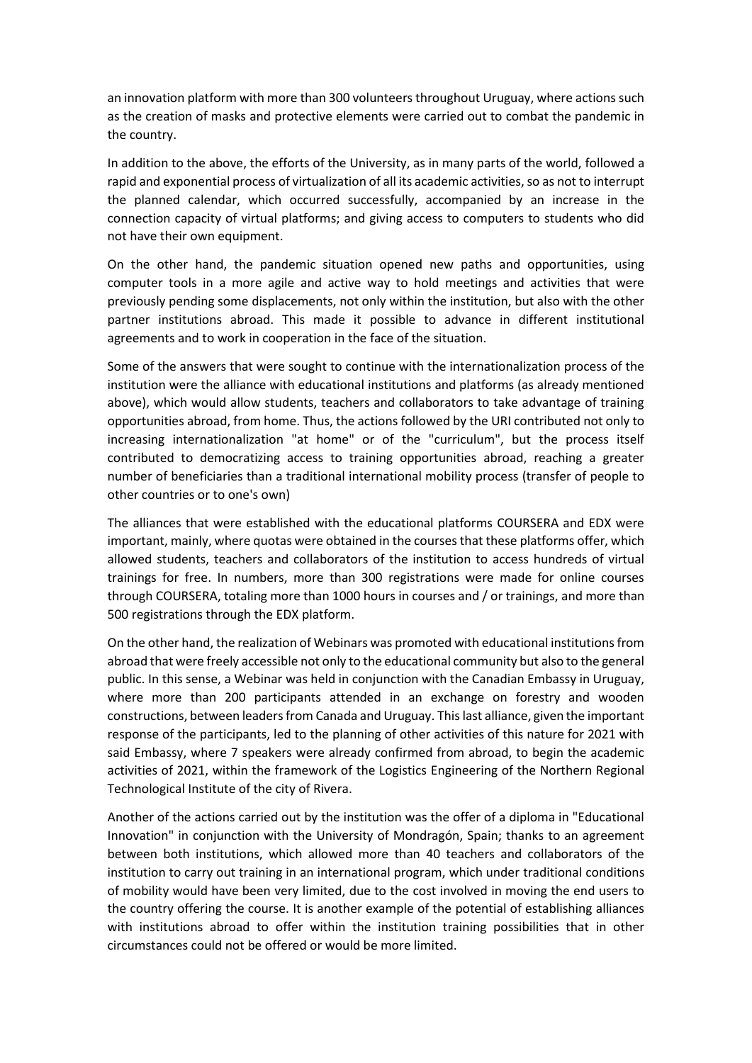an innovation platform with more than 300 volunteers throughout Uruguay, where actions such as the creation of masks and protective elements were carried out to combat the pandemic in the country.

In addition to the above, the efforts of the University, as in many parts of the world, followed a rapid and exponential process of virtualization of all its academic activities, so as not to interrupt the planned calendar, which occurred successfully, accompanied by an increase in the connection capacity of virtual platforms; and giving access to computers to students who did not have their own equipment.

On the other hand, the pandemic situation opened new paths and opportunities, using computer tools in a more agile and active way to hold meetings and activities that were previously pending some displacements, not only within the institution, but also with the other partner institutions abroad. This made it possible to advance in different institutional agreements and to work in cooperation in the face of the situation.

Some of the answers that were sought to continue with the internationalization process of the institution were the alliance with educational institutions and platforms (as already mentioned above), which would allow students, teachers and collaborators to take advantage of training opportunities abroad, from home. Thus, the actions followed by the URI contributed not only to increasing internationalization "at home" or of the "curriculum", but the process itself contributed to democratizing access to training opportunities abroad, reaching a greater number of beneficiaries than a traditional international mobility process (transfer of people to other countries or to one's own)

The alliances that were established with the educational platforms COURSERA and EDX were important, mainly, where quotas were obtained in the courses that these platforms offer, which allowed students, teachers and collaborators of the institution to access hundreds of virtual trainings for free. In numbers, more than 300 registrations were made for online courses through COURSERA, totaling more than 1000 hours in courses and / or trainings, and more than 500 registrations through the EDX platform.

On the other hand, the realization of Webinars was promoted with educational institutions from abroad that were freely accessible not only to the educational community but also to the general public. In this sense, a Webinar was held in conjunction with the Canadian Embassy in Uruguay, where more than 200 participants attended in an exchange on forestry and wooden constructions, between leaders from Canada and Uruguay. This last alliance, given the important response of the participants, led to the planning of other activities of this nature for 2021 with said Embassy, where 7 speakers were already confirmed from abroad, to begin the academic activities of 2021, within the framework of the Logistics Engineering of the Northern Regional Technological Institute of the city of Rivera.

Another of the actions carried out by the institution was the offer of a diploma in "Educational Innovation" in conjunction with the University of Mondragón, Spain; thanks to an agreement between both institutions, which allowed more than 40 teachers and collaborators of the institution to carry out training in an international program, which under traditional conditions of mobility would have been very limited, due to the cost involved in moving the end users to the country offering the course. It is another example of the potential of establishing alliances with institutions abroad to offer within the institution training possibilities that in other circumstances could not be offered or would be more limited.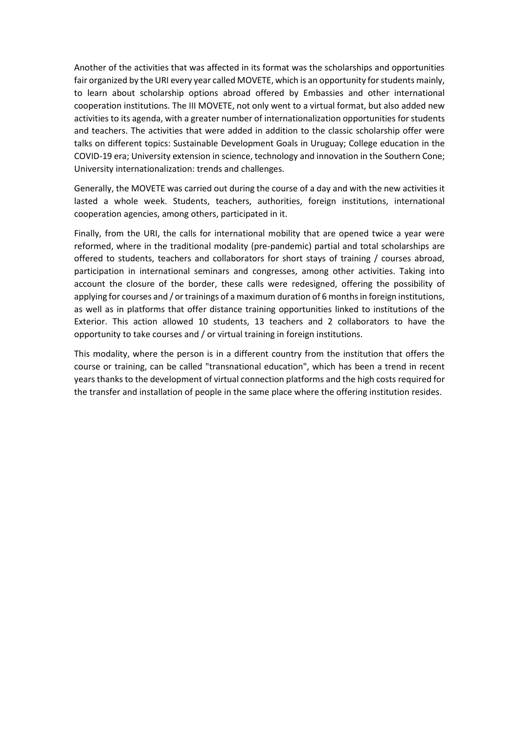Another of the activities that was affected in its format was the scholarships and opportunities fair organized by the URI every year called MOVETE, which is an opportunity for students mainly, to learn about scholarship options abroad offered by Embassies and other international cooperation institutions. The III MOVETE, not only went to a virtual format, but also added new activities to its agenda, with a greater number of internationalization opportunities for students and teachers. The activities that were added in addition to the classic scholarship offer were talks on different topics: Sustainable Development Goals in Uruguay; College education in the COVID-19 era; University extension in science, technology and innovation in the Southern Cone; University internationalization: trends and challenges.

Generally, the MOVETE was carried out during the course of a day and with the new activities it lasted a whole week. Students, teachers, authorities, foreign institutions, international cooperation agencies, among others, participated in it.

Finally, from the URI, the calls for international mobility that are opened twice a year were reformed, where in the traditional modality (pre-pandemic) partial and total scholarships are offered to students, teachers and collaborators for short stays of training / courses abroad, participation in international seminars and congresses, among other activities. Taking into account the closure of the border, these calls were redesigned, offering the possibility of applying for courses and / or trainings of a maximum duration of 6 months in foreign institutions, as well as in platforms that offer distance training opportunities linked to institutions of the Exterior. This action allowed 10 students, 13 teachers and 2 collaborators to have the opportunity to take courses and / or virtual training in foreign institutions.

This modality, where the person is in a different country from the institution that offers the course or training, can be called "transnational education", which has been a trend in recent years thanks to the development of virtual connection platforms and the high costs required for the transfer and installation of people in the same place where the offering institution resides.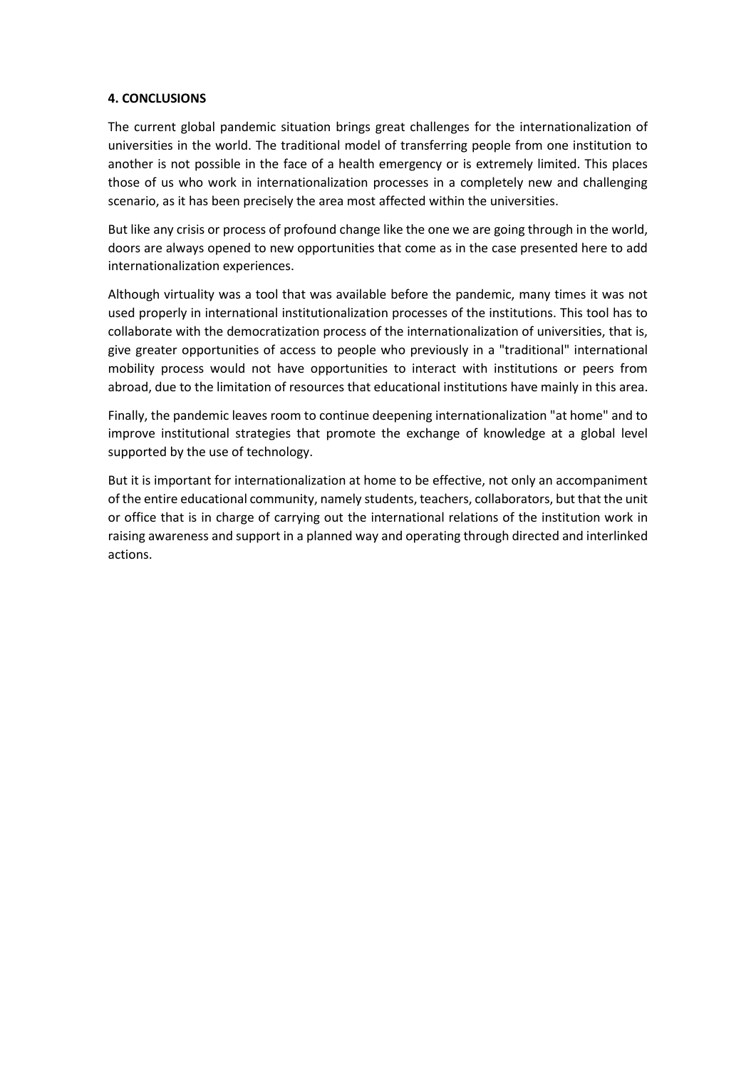## 4. CONCLUSIONS

The current global pandemic situation brings great challenges for the internationalization of universities in the world. The traditional model of transferring people from one institution to another is not possible in the face of a health emergency or is extremely limited. This places those of us who work in internationalization processes in a completely new and challenging scenario, as it has been precisely the area most affected within the universities.

But like any crisis or process of profound change like the one we are going through in the world, doors are always opened to new opportunities that come as in the case presented here to add internationalization experiences.

Although virtuality was a tool that was available before the pandemic, many times it was not used properly in international institutionalization processes of the institutions. This tool has to collaborate with the democratization process of the internationalization of universities, that is, give greater opportunities of access to people who previously in a "traditional" international mobility process would not have opportunities to interact with institutions or peers from abroad, due to the limitation of resources that educational institutions have mainly in this area.

Finally, the pandemic leaves room to continue deepening internationalization "at home" and to improve institutional strategies that promote the exchange of knowledge at a global level supported by the use of technology.

But it is important for internationalization at home to be effective, not only an accompaniment of the entire educational community, namely students, teachers, collaborators, but that the unit or office that is in charge of carrying out the international relations of the institution work in raising awareness and support in a planned way and operating through directed and interlinked actions.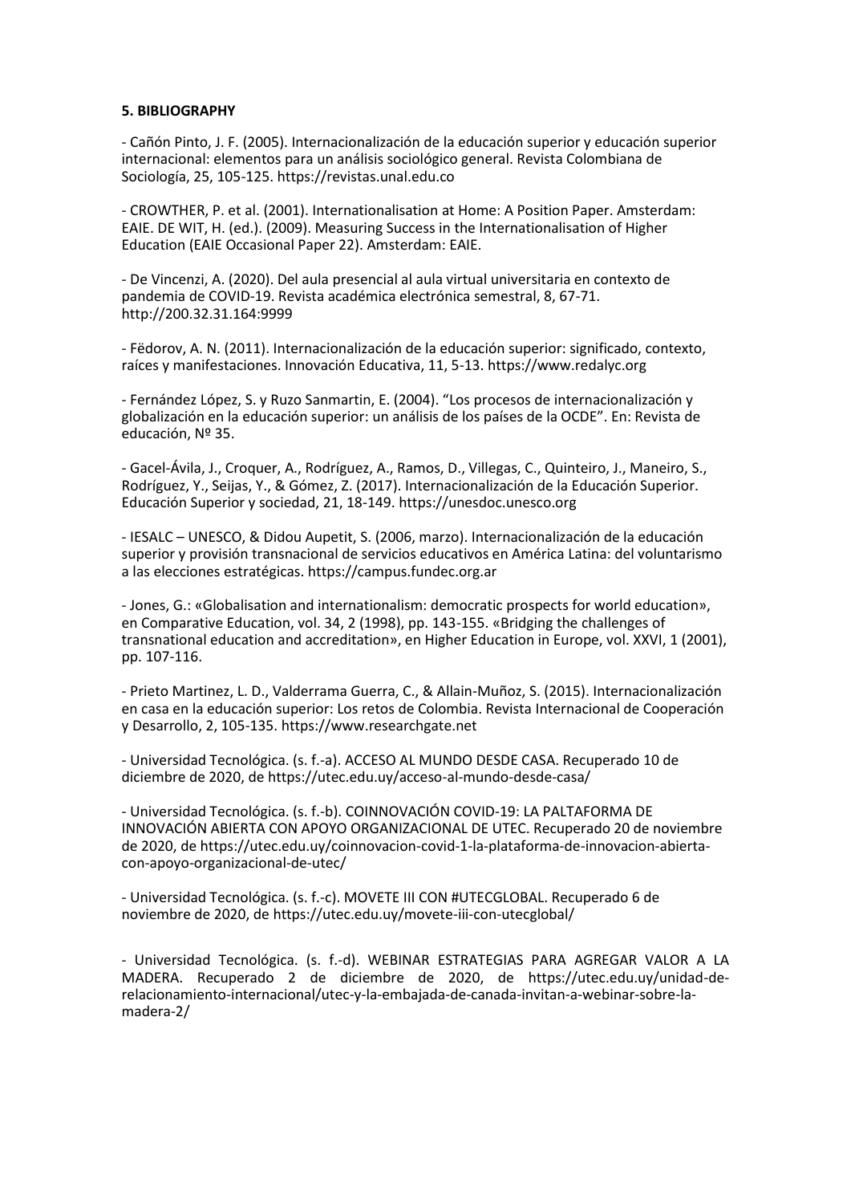**5. BIBLIOGRAPHY**

- Cañón Pinto, J. F. (2005). Internacionalización de la educación superior y educación superior internacional: elementos para un análisis sociológico general. Revista Colombiana de Sociología, 25, 105-125. https://revistas.unal.edu.co

- CROWTHER, P. et al. (2001). Internationalisation at Home: A Position Paper. Amsterdam: EAIE. DE WIT, H. (ed.). (2009). Measuring Success in the Internationalisation of Higher Education (EAIE Occasional Paper 22). Amsterdam: EAIE.

- De Vincenzi, A. (2020). Del aula presencial al aula virtual universitaria en contexto de pandemia de COVID-19. Revista académica electrónica semestral, 8, 67-71. http://200.32.31.164:9999

- Fëdorov, A. N. (2011). Internacionalización de la educación superior: significado, contexto, raíces y manifestaciones. Innovación Educativa, 11, 5-13. https://www.redalyc.org

- Fernández López, S. y Ruzo Sanmartin, E. (2004). "Los procesos de internacionalización y globalización en la educación superior: un análisis de los países de la OCDE". En: Revista de educación, Nº 35.

- Gacel-Ávila, J., Croquer, A., Rodríguez, A., Ramos, D., Villegas, C., Quinteiro, J., Maneiro, S., Rodríguez, Y., Seijas, Y., & Gómez, Z. (2017). Internacionalización de la Educación Superior. Educación Superior y sociedad, 21, 18-149. https://unesdoc.unesco.org

- IESALC – UNESCO, & Didou Aupetit, S. (2006, marzo). Internacionalización de la educación superior y provisión transnacional de servicios educativos en América Latina: del voluntarismo a las elecciones estratégicas. https://campus.fundec.org.ar

- Jones, G.: «Globalisation and internationalism: democratic prospects for world education», en Comparative Education, vol. 34, 2 (1998), pp. 143-155. «Bridging the challenges of transnational education and accreditation», en Higher Education in Europe, vol. XXVI, 1 (2001), pp. 107-116.

- Prieto Martinez, L. D., Valderrama Guerra, C., & Allain-Muñoz, S. (2015). Internacionalización en casa en la educación superior: Los retos de Colombia. Revista Internacional de Cooperación y Desarrollo, 2, 105-135. https://www.researchgate.net

- Universidad Tecnológica. (s. f.-a). ACCESO AL MUNDO DESDE CASA. Recuperado 10 de diciembre de 2020, de https://utec.edu.uy/acceso-al-mundo-desde-casa/

- Universidad Tecnológica. (s. f.-b). COINNOVACIÓN COVID-19: LA PALTAFORMA DE INNOVACIÓN ABIERTA CON APOYO ORGANIZACIONAL DE UTEC. Recuperado 20 de noviembre de 2020, de https://utec.edu.uy/coinnovacion-covid-1-la-plataforma-de-innovacion-abierta-con-apoyo-organizacional-de-utec/

- Universidad Tecnológica. (s. f.-c). MOVETE III CON #UTECGLOBAL. Recuperado 6 de noviembre de 2020, de https://utec.edu.uy/movete-iii-con-utecglobal/

- Universidad Tecnológica. (s. f.-d). WEBINAR ESTRATEGIAS PARA AGREGAR VALOR A LA MADERA. Recuperado 2 de diciembre de 2020, de https://utec.edu.uy/unidad-de-relacionamiento-internacional/utec-y-la-embajada-de-canada-invitan-a-webinar-sobre-la-madera-2/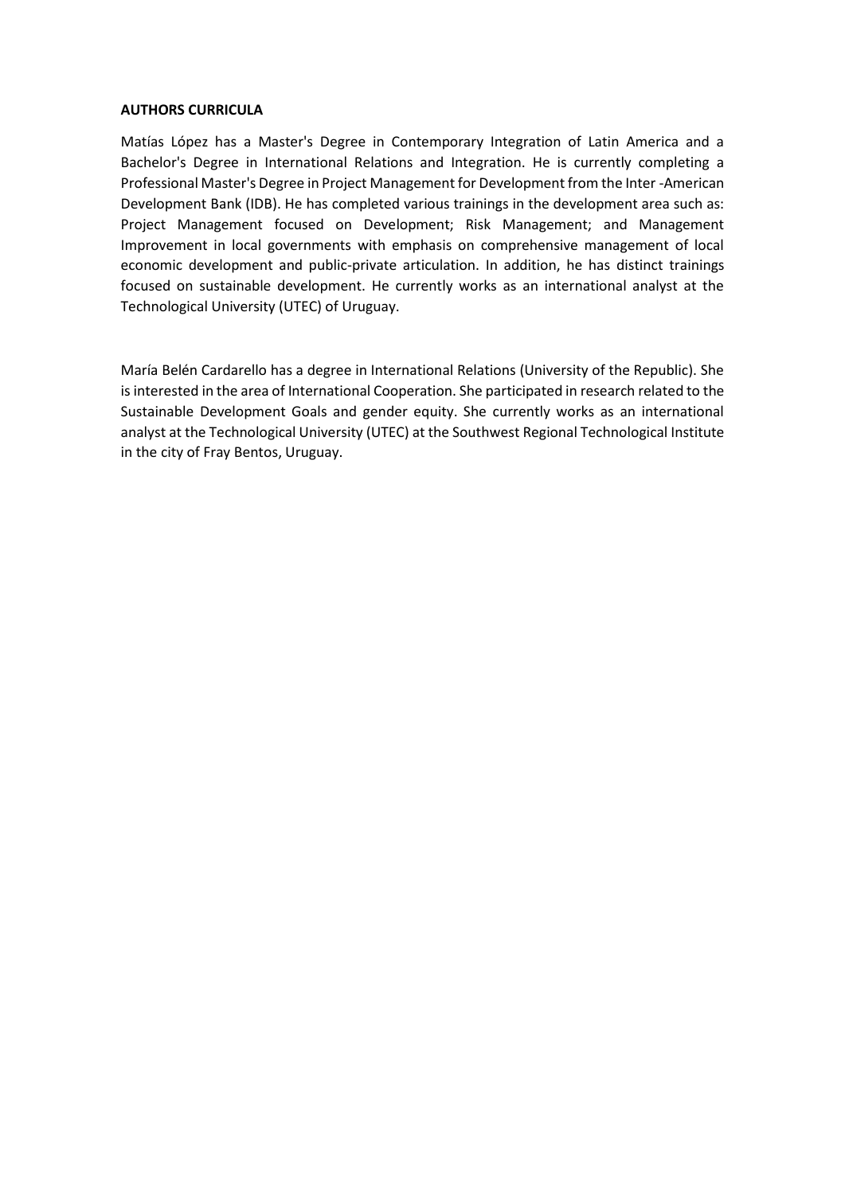**AUTHORS CURRICULA**

Matías López has a Master's Degree in Contemporary Integration of Latin America and a Bachelor's Degree in International Relations and Integration. He is currently completing a Professional Master's Degree in Project Management for Development from the Inter -American Development Bank (IDB). He has completed various trainings in the development area such as: Project Management focused on Development; Risk Management; and Management Improvement in local governments with emphasis on comprehensive management of local economic development and public-private articulation. In addition, he has distinct trainings focused on sustainable development. He currently works as an international analyst at the Technological University (UTEC) of Uruguay.

María Belén Cardarello has a degree in International Relations (University of the Republic). She is interested in the area of International Cooperation. She participated in research related to the Sustainable Development Goals and gender equity. She currently works as an international analyst at the Technological University (UTEC) at the Southwest Regional Technological Institute in the city of Fray Bentos, Uruguay.